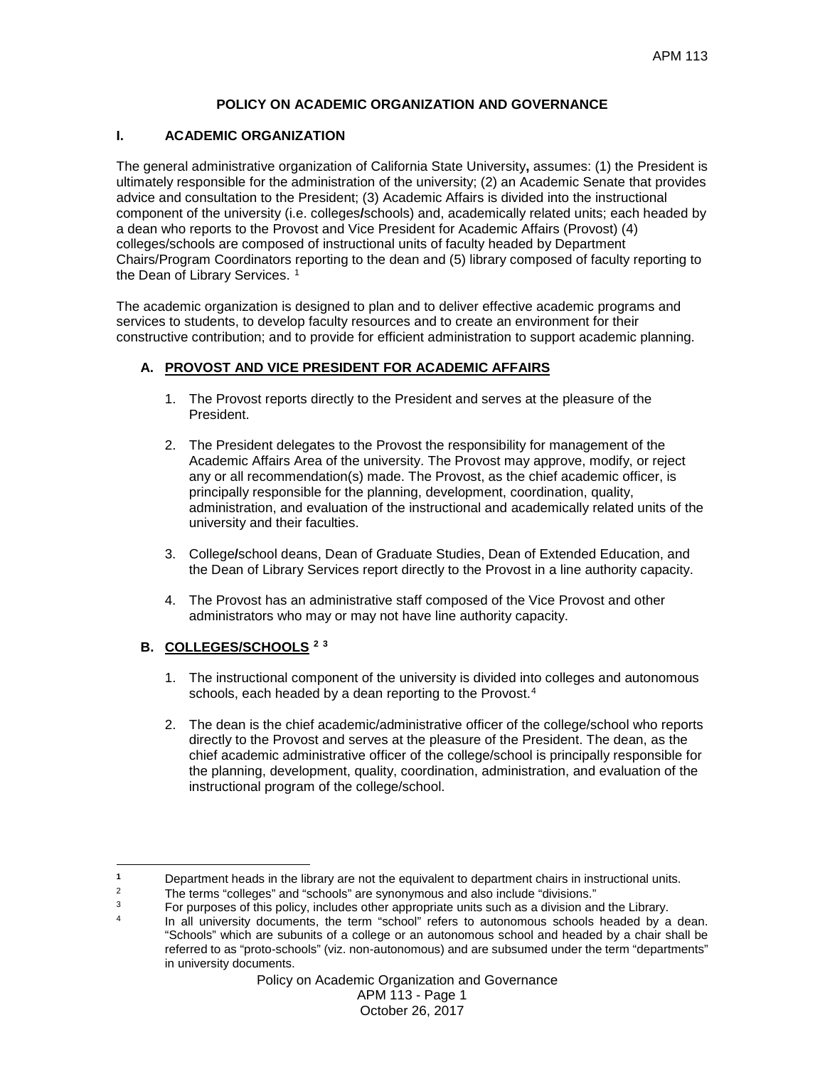# POLICY ON ACADEMIC ORGANIZATION AND GOVERNANCE

## I. ACADEMIC ORGANIZATION

The general administrative organization of California State University**,** assumes: (1) the President is ultimately responsible for the administration of the university; (2) an Academic Senate that provides advice and consultation to the President; (3) Academic Affairs is divided into the instructional component of the university (i.e. colleges**/**schools) and, academically related units; each headed by a dean who reports to the Provost and Vice President for Academic Affairs (Provost) (4) colleges/schools are composed of instructional units of faculty headed by Department Chairs/Program Coordinators reporting to the dean and (5) library composed of faculty reporting to the Dean of Library Services. [1]

The academic organization is designed to plan and to deliver effective academic programs and services to students, to develop faculty resources and to create an environment for their constructive contribution; and to provide for efficient administration to support academic planning.

### A. PROVOST AND VICE PRESIDENT FOR ACADEMIC AFFAIRS

1. The Provost reports directly to the President and serves at the pleasure of the President.
2. The President delegates to the Provost the responsibility for management of the Academic Affairs Area of the university. The Provost may approve, modify, or reject any or all recommendation(s) made. The Provost, as the chief academic officer, is principally responsible for the planning, development, coordination, quality, administration, and evaluation of the instructional and academically related units of the university and their faculties.
3. College**/**school deans, Dean of Graduate Studies, Dean of Extended Education, and the Dean of Library Services report directly to the Provost in a line authority capacity.
4. The Provost has an administrative staff composed of the Vice Provost and other administrators who may or may not have line authority capacity.

### B. COLLEGES/SCHOOLS [2] [3]

1. The instructional component of the university is divided into colleges and autonomous schools, each headed by a dean reporting to the Provost.[4]
2. The dean is the chief academic/administrative officer of the college/school who reports directly to the Provost and serves at the pleasure of the President. The dean, as the chief academic administrative officer of the college/school is principally responsible for the planning, development, quality, coordination, administration, and evaluation of the instructional program of the college/school.

---

[1] Department heads in the library are not the equivalent to department chairs in instructional units.

[2] The terms "colleges" and "schools" are synonymous and also include "divisions."

[3] For purposes of this policy, includes other appropriate units such as a division and the Library.

[4] In all university documents, the term "school" refers to autonomous schools headed by a dean. "Schools" which are subunits of a college or an autonomous school and headed by a chair shall be referred to as "proto-schools" (viz. non-autonomous) and are subsumed under the term "departments" in university documents.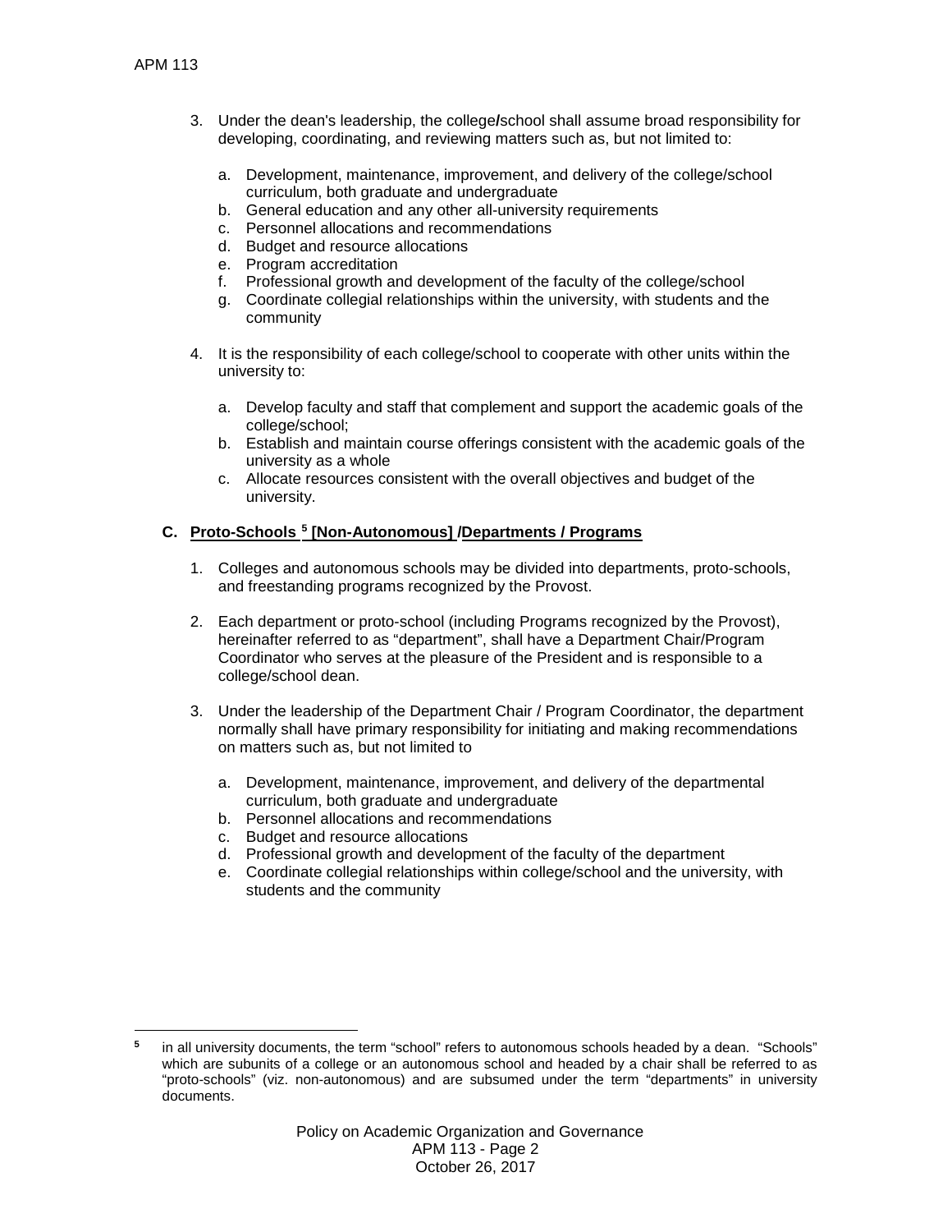3. Under the dean's leadership, the college/school shall assume broad responsibility for developing, coordinating, and reviewing matters such as, but not limited to:

    a. Development, maintenance, improvement, and delivery of the college/school curriculum, both graduate and undergraduate
    b. General education and any other all-university requirements
    c. Personnel allocations and recommendations
    d. Budget and resource allocations
    e. Program accreditation
    f. Professional growth and development of the faculty of the college/school
    g. Coordinate collegial relationships within the university, with students and the community

4. It is the responsibility of each college/school to cooperate with other units within the university to:

    a. Develop faculty and staff that complement and support the academic goals of the college/school;
    b. Establish and maintain course offerings consistent with the academic goals of the university as a whole
    c. Allocate resources consistent with the overall objectives and budget of the university.

### C. Proto-Schools [5] [Non-Autonomous] /Departments / Programs

1. Colleges and autonomous schools may be divided into departments, proto-schools, and freestanding programs recognized by the Provost.

2. Each department or proto-school (including Programs recognized by the Provost), hereinafter referred to as "department", shall have a Department Chair/Program Coordinator who serves at the pleasure of the President and is responsible to a college/school dean.

3. Under the leadership of the Department Chair / Program Coordinator, the department normally shall have primary responsibility for initiating and making recommendations on matters such as, but not limited to

    a. Development, maintenance, improvement, and delivery of the departmental curriculum, both graduate and undergraduate
    b. Personnel allocations and recommendations
    c. Budget and resource allocations
    d. Professional growth and development of the faculty of the department
    e. Coordinate collegial relationships within college/school and the university, with students and the community

---

[5] in all university documents, the term "school" refers to autonomous schools headed by a dean. "Schools" which are subunits of a college or an autonomous school and headed by a chair shall be referred to as "proto-schools" (viz. non-autonomous) and are subsumed under the term "departments" in university documents.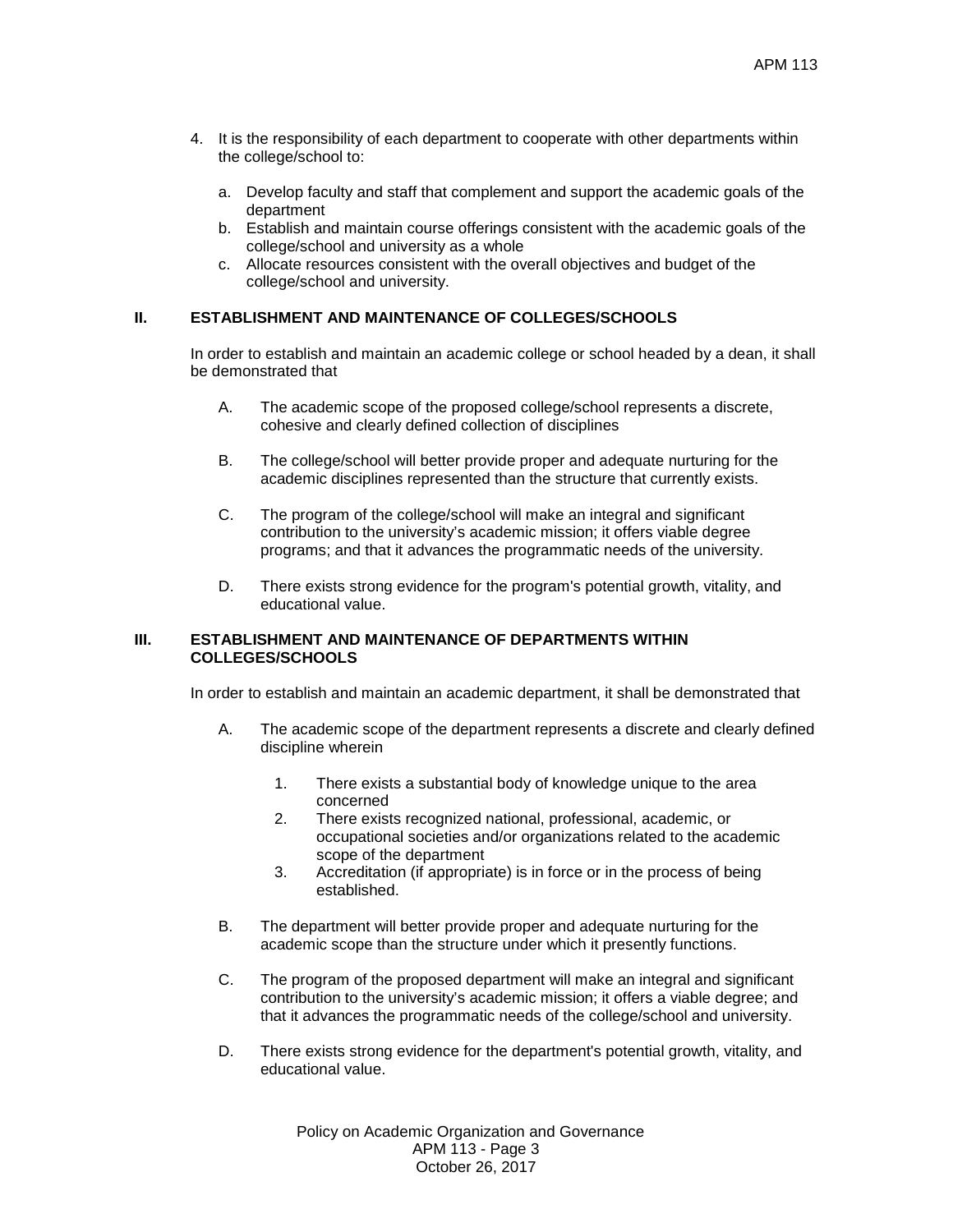4. It is the responsibility of each department to cooperate with other departments within the college/school to:

    a. Develop faculty and staff that complement and support the academic goals of the department
    b. Establish and maintain course offerings consistent with the academic goals of the college/school and university as a whole
    c. Allocate resources consistent with the overall objectives and budget of the college/school and university.

## II. ESTABLISHMENT AND MAINTENANCE OF COLLEGES/SCHOOLS

In order to establish and maintain an academic college or school headed by a dean, it shall be demonstrated that

A. The academic scope of the proposed college/school represents a discrete, cohesive and clearly defined collection of disciplines

B. The college/school will better provide proper and adequate nurturing for the academic disciplines represented than the structure that currently exists.

C. The program of the college/school will make an integral and significant contribution to the university's academic mission; it offers viable degree programs; and that it advances the programmatic needs of the university.

D. There exists strong evidence for the program's potential growth, vitality, and educational value.

## III. ESTABLISHMENT AND MAINTENANCE OF DEPARTMENTS WITHIN COLLEGES/SCHOOLS

In order to establish and maintain an academic department, it shall be demonstrated that

A. The academic scope of the department represents a discrete and clearly defined discipline wherein

    1. There exists a substantial body of knowledge unique to the area concerned
    2. There exists recognized national, professional, academic, or occupational societies and/or organizations related to the academic scope of the department
    3. Accreditation (if appropriate) is in force or in the process of being established.

B. The department will better provide proper and adequate nurturing for the academic scope than the structure under which it presently functions.

C. The program of the proposed department will make an integral and significant contribution to the university's academic mission; it offers a viable degree; and that it advances the programmatic needs of the college/school and university.

D. There exists strong evidence for the department's potential growth, vitality, and educational value.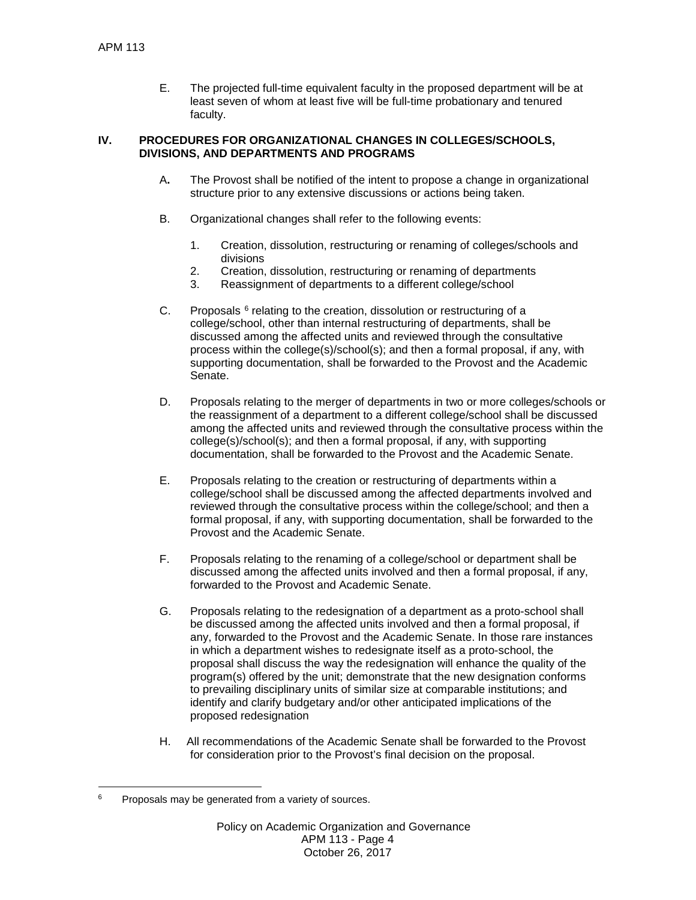E. The projected full-time equivalent faculty in the proposed department will be at least seven of whom at least five will be full-time probationary and tenured faculty.

## IV. PROCEDURES FOR ORGANIZATIONAL CHANGES IN COLLEGES/SCHOOLS, DIVISIONS, AND DEPARTMENTS AND PROGRAMS

A**.** The Provost shall be notified of the intent to propose a change in organizational structure prior to any extensive discussions or actions being taken.

B. Organizational changes shall refer to the following events:

1. Creation, dissolution, restructuring or renaming of colleges/schools and divisions
2. Creation, dissolution, restructuring or renaming of departments
3. Reassignment of departments to a different college/school

C. Proposals [6] relating to the creation, dissolution or restructuring of a college/school, other than internal restructuring of departments, shall be discussed among the affected units and reviewed through the consultative process within the college(s)/school(s); and then a formal proposal, if any, with supporting documentation, shall be forwarded to the Provost and the Academic Senate.

D. Proposals relating to the merger of departments in two or more colleges/schools or the reassignment of a department to a different college/school shall be discussed among the affected units and reviewed through the consultative process within the college(s)/school(s); and then a formal proposal, if any, with supporting documentation, shall be forwarded to the Provost and the Academic Senate.

E. Proposals relating to the creation or restructuring of departments within a college/school shall be discussed among the affected departments involved and reviewed through the consultative process within the college/school; and then a formal proposal, if any, with supporting documentation, shall be forwarded to the Provost and the Academic Senate.

F. Proposals relating to the renaming of a college/school or department shall be discussed among the affected units involved and then a formal proposal, if any, forwarded to the Provost and Academic Senate.

G. Proposals relating to the redesignation of a department as a proto-school shall be discussed among the affected units involved and then a formal proposal, if any, forwarded to the Provost and the Academic Senate. In those rare instances in which a department wishes to redesignate itself as a proto-school, the proposal shall discuss the way the redesignation will enhance the quality of the program(s) offered by the unit; demonstrate that the new designation conforms to prevailing disciplinary units of similar size at comparable institutions; and identify and clarify budgetary and/or other anticipated implications of the proposed redesignation

H. All recommendations of the Academic Senate shall be forwarded to the Provost for consideration prior to the Provost's final decision on the proposal.

---

[6] Proposals may be generated from a variety of sources.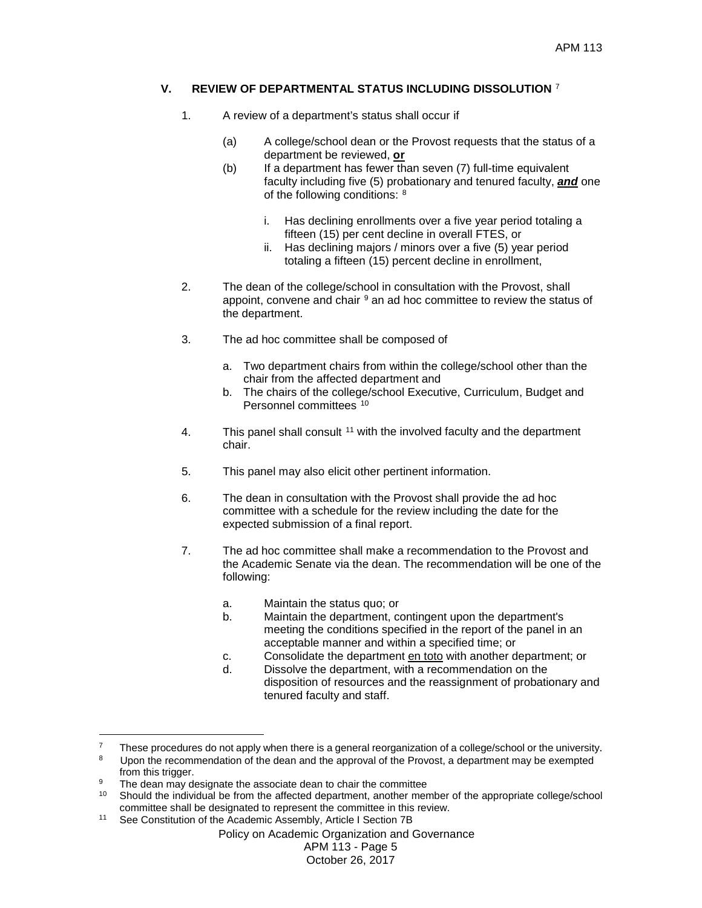## V. REVIEW OF DEPARTMENTAL STATUS INCLUDING DISSOLUTION [7]

1. A review of a department's status shall occur if

   (a) A college/school dean or the Provost requests that the status of a department be reviewed, **or**

   (b) If a department has fewer than seven (7) full-time equivalent faculty including five (5) probationary and tenured faculty, ***and*** one of the following conditions: [8]

      i. Has declining enrollments over a five year period totaling a fifteen (15) per cent decline in overall FTES, or
      ii. Has declining majors / minors over a five (5) year period totaling a fifteen (15) percent decline in enrollment,

2. The dean of the college/school in consultation with the Provost, shall appoint, convene and chair [9] an ad hoc committee to review the status of the department.

3. The ad hoc committee shall be composed of

   a. Two department chairs from within the college/school other than the chair from the affected department and
   b. The chairs of the college/school Executive, Curriculum, Budget and Personnel committees [10]

4. This panel shall consult [11] with the involved faculty and the department chair.

5. This panel may also elicit other pertinent information.

6. The dean in consultation with the Provost shall provide the ad hoc committee with a schedule for the review including the date for the expected submission of a final report.

7. The ad hoc committee shall make a recommendation to the Provost and the Academic Senate via the dean. The recommendation will be one of the following:

   a. Maintain the status quo; or
   b. Maintain the department, contingent upon the department's meeting the conditions specified in the report of the panel in an acceptable manner and within a specified time; or
   c. Consolidate the department en toto with another department; or
   d. Dissolve the department, with a recommendation on the disposition of resources and the reassignment of probationary and tenured faculty and staff.

---

[7] These procedures do not apply when there is a general reorganization of a college/school or the university.

[8] Upon the recommendation of the dean and the approval of the Provost, a department may be exempted from this trigger.

[9] The dean may designate the associate dean to chair the committee

[10] Should the individual be from the affected department, another member of the appropriate college/school committee shall be designated to represent the committee in this review.

[11] See Constitution of the Academic Assembly, Article I Section 7B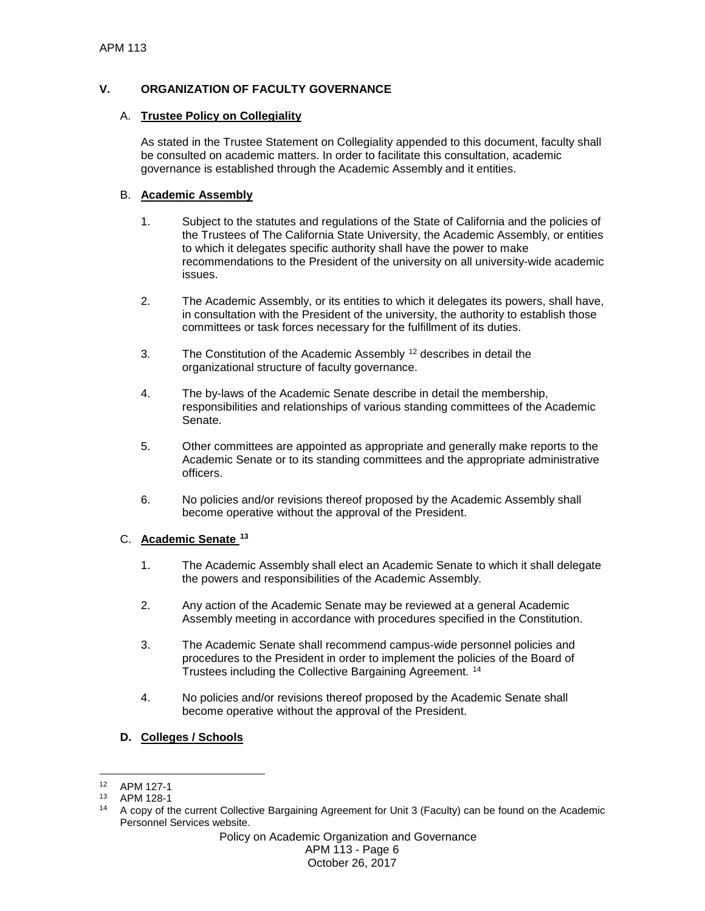## V. ORGANIZATION OF FACULTY GOVERNANCE

### A. <u>Trustee Policy on Collegiality</u>

As stated in the Trustee Statement on Collegiality appended to this document, faculty shall be consulted on academic matters. In order to facilitate this consultation, academic governance is established through the Academic Assembly and it entities.

### B. <u>Academic Assembly</u>

1. Subject to the statutes and regulations of the State of California and the policies of the Trustees of The California State University, the Academic Assembly, or entities to which it delegates specific authority shall have the power to make recommendations to the President of the university on all university-wide academic issues.

2. The Academic Assembly, or its entities to which it delegates its powers, shall have, in consultation with the President of the university, the authority to establish those committees or task forces necessary for the fulfillment of its duties.

3. The Constitution of the Academic Assembly [12] describes in detail the organizational structure of faculty governance.

4. The by-laws of the Academic Senate describe in detail the membership, responsibilities and relationships of various standing committees of the Academic Senate.

5. Other committees are appointed as appropriate and generally make reports to the Academic Senate or to its standing committees and the appropriate administrative officers.

6. No policies and/or revisions thereof proposed by the Academic Assembly shall become operative without the approval of the President.

### C. <u>Academic Senate</u> [13]

1. The Academic Assembly shall elect an Academic Senate to which it shall delegate the powers and responsibilities of the Academic Assembly.

2. Any action of the Academic Senate may be reviewed at a general Academic Assembly meeting in accordance with procedures specified in the Constitution.

3. The Academic Senate shall recommend campus-wide personnel policies and procedures to the President in order to implement the policies of the Board of Trustees including the Collective Bargaining Agreement. [14]

4. No policies and/or revisions thereof proposed by the Academic Senate shall become operative without the approval of the President.

### D. <u>Colleges / Schools</u>

---

[12] APM 127-1

[13] APM 128-1

[14] A copy of the current Collective Bargaining Agreement for Unit 3 (Faculty) can be found on the Academic Personnel Services website.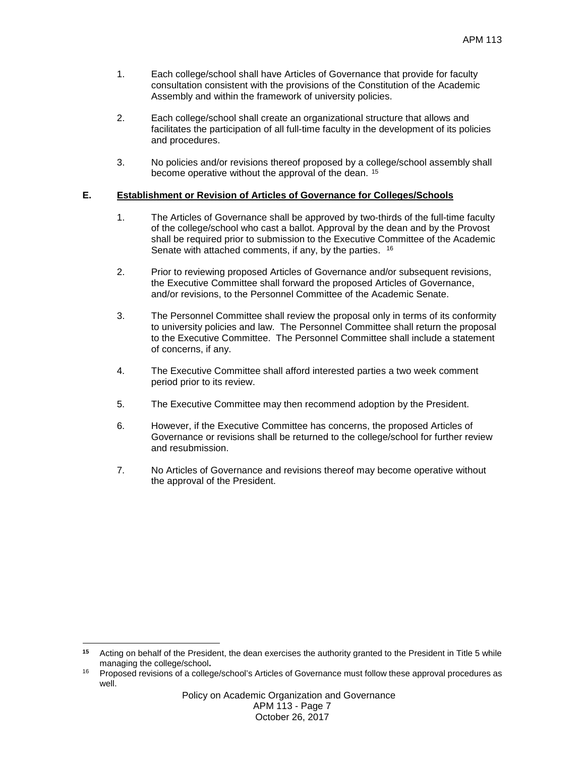1. Each college/school shall have Articles of Governance that provide for faculty consultation consistent with the provisions of the Constitution of the Academic Assembly and within the framework of university policies.

2. Each college/school shall create an organizational structure that allows and facilitates the participation of all full-time faculty in the development of its policies and procedures.

3. No policies and/or revisions thereof proposed by a college/school assembly shall become operative without the approval of the dean. [15]

**E. Establishment or Revision of Articles of Governance for Colleges/Schools**

1. The Articles of Governance shall be approved by two-thirds of the full-time faculty of the college/school who cast a ballot. Approval by the dean and by the Provost shall be required prior to submission to the Executive Committee of the Academic Senate with attached comments, if any, by the parties. [16]

2. Prior to reviewing proposed Articles of Governance and/or subsequent revisions, the Executive Committee shall forward the proposed Articles of Governance, and/or revisions, to the Personnel Committee of the Academic Senate.

3. The Personnel Committee shall review the proposal only in terms of its conformity to university policies and law. The Personnel Committee shall return the proposal to the Executive Committee. The Personnel Committee shall include a statement of concerns, if any.

4. The Executive Committee shall afford interested parties a two week comment period prior to its review.

5. The Executive Committee may then recommend adoption by the President.

6. However, if the Executive Committee has concerns, the proposed Articles of Governance or revisions shall be returned to the college/school for further review and resubmission.

7. No Articles of Governance and revisions thereof may become operative without the approval of the President.

---

[15] Acting on behalf of the President, the dean exercises the authority granted to the President in Title 5 while managing the college/school**.**

[16] Proposed revisions of a college/school's Articles of Governance must follow these approval procedures as well.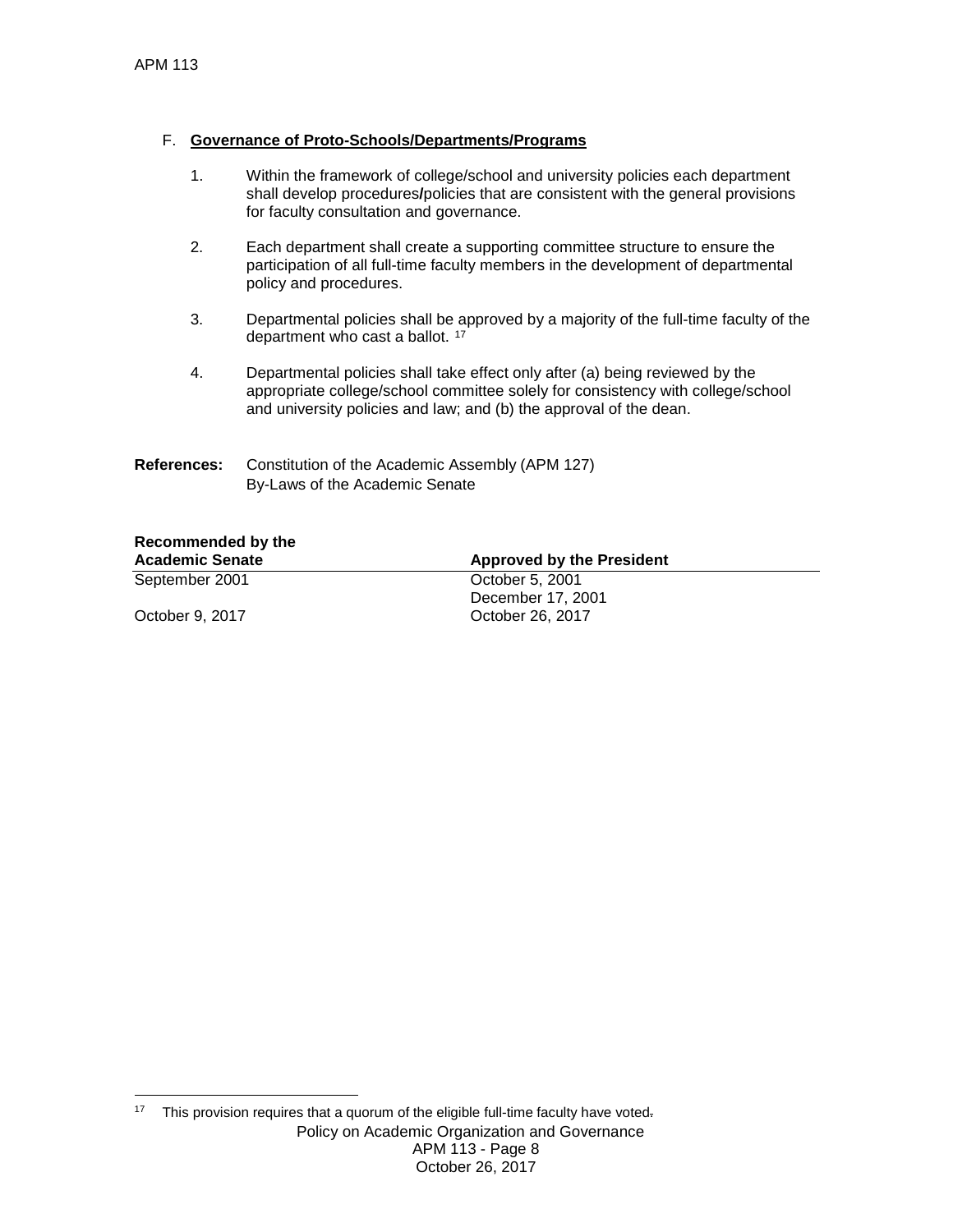F. **Governance of Proto-Schools/Departments/Programs**

1. Within the framework of college/school and university policies each department shall develop procedures/policies that are consistent with the general provisions for faculty consultation and governance.

2. Each department shall create a supporting committee structure to ensure the participation of all full-time faculty members in the development of departmental policy and procedures.

3. Departmental policies shall be approved by a majority of the full-time faculty of the department who cast a ballot. [17]

4. Departmental policies shall take effect only after (a) being reviewed by the appropriate college/school committee solely for consistency with college/school and university policies and law; and (b) the approval of the dean.

**References:** Constitution of the Academic Assembly (APM 127)
By-Laws of the Academic Senate

| Recommended by the Academic Senate | Approved by the President |
| --- | --- |
| September 2001 | October 5, 2001 |
| | December 17, 2001 |
| October 9, 2017 | October 26, 2017 |

[17] This provision requires that a quorum of the eligible full-time faculty have voted.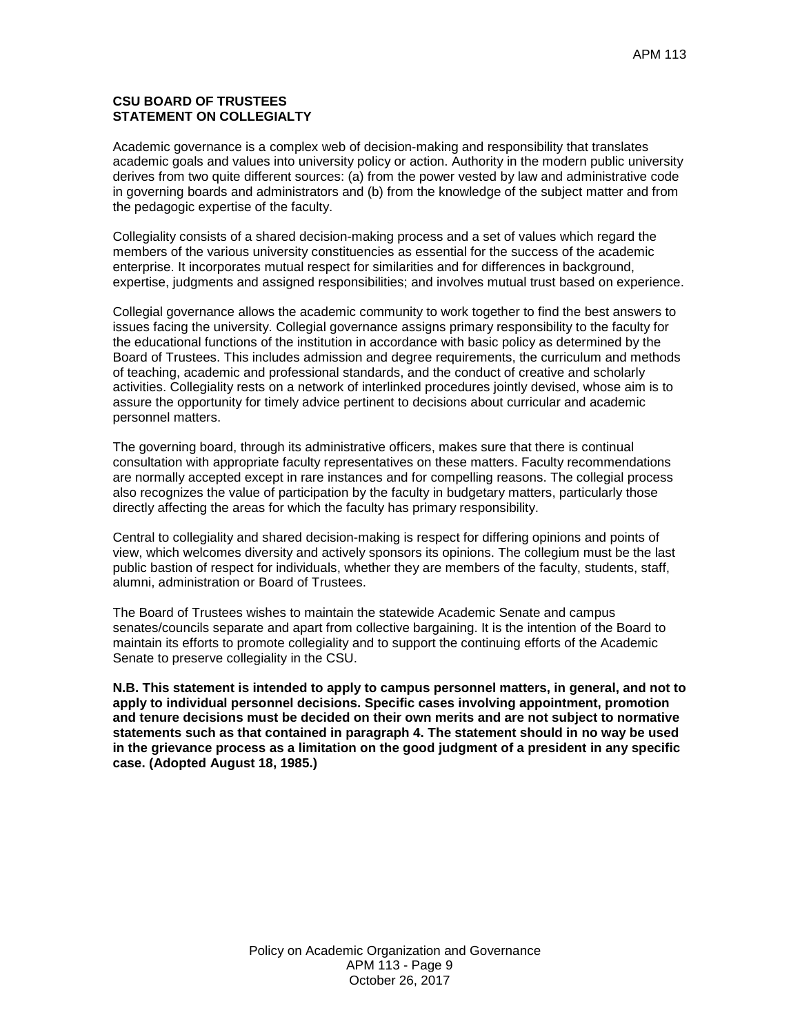**CSU BOARD OF TRUSTEES**
**STATEMENT ON COLLEGIALTY**

Academic governance is a complex web of decision-making and responsibility that translates academic goals and values into university policy or action. Authority in the modern public university derives from two quite different sources: (a) from the power vested by law and administrative code in governing boards and administrators and (b) from the knowledge of the subject matter and from the pedagogic expertise of the faculty.

Collegiality consists of a shared decision-making process and a set of values which regard the members of the various university constituencies as essential for the success of the academic enterprise. It incorporates mutual respect for similarities and for differences in background, expertise, judgments and assigned responsibilities; and involves mutual trust based on experience.

Collegial governance allows the academic community to work together to find the best answers to issues facing the university. Collegial governance assigns primary responsibility to the faculty for the educational functions of the institution in accordance with basic policy as determined by the Board of Trustees. This includes admission and degree requirements, the curriculum and methods of teaching, academic and professional standards, and the conduct of creative and scholarly activities. Collegiality rests on a network of interlinked procedures jointly devised, whose aim is to assure the opportunity for timely advice pertinent to decisions about curricular and academic personnel matters.

The governing board, through its administrative officers, makes sure that there is continual consultation with appropriate faculty representatives on these matters. Faculty recommendations are normally accepted except in rare instances and for compelling reasons. The collegial process also recognizes the value of participation by the faculty in budgetary matters, particularly those directly affecting the areas for which the faculty has primary responsibility.

Central to collegiality and shared decision-making is respect for differing opinions and points of view, which welcomes diversity and actively sponsors its opinions. The collegium must be the last public bastion of respect for individuals, whether they are members of the faculty, students, staff, alumni, administration or Board of Trustees.

The Board of Trustees wishes to maintain the statewide Academic Senate and campus senates/councils separate and apart from collective bargaining. It is the intention of the Board to maintain its efforts to promote collegiality and to support the continuing efforts of the Academic Senate to preserve collegiality in the CSU.

**N.B. This statement is intended to apply to campus personnel matters, in general, and not to apply to individual personnel decisions. Specific cases involving appointment, promotion and tenure decisions must be decided on their own merits and are not subject to normative statements such as that contained in paragraph 4. The statement should in no way be used in the grievance process as a limitation on the good judgment of a president in any specific case. (Adopted August 18, 1985.)**